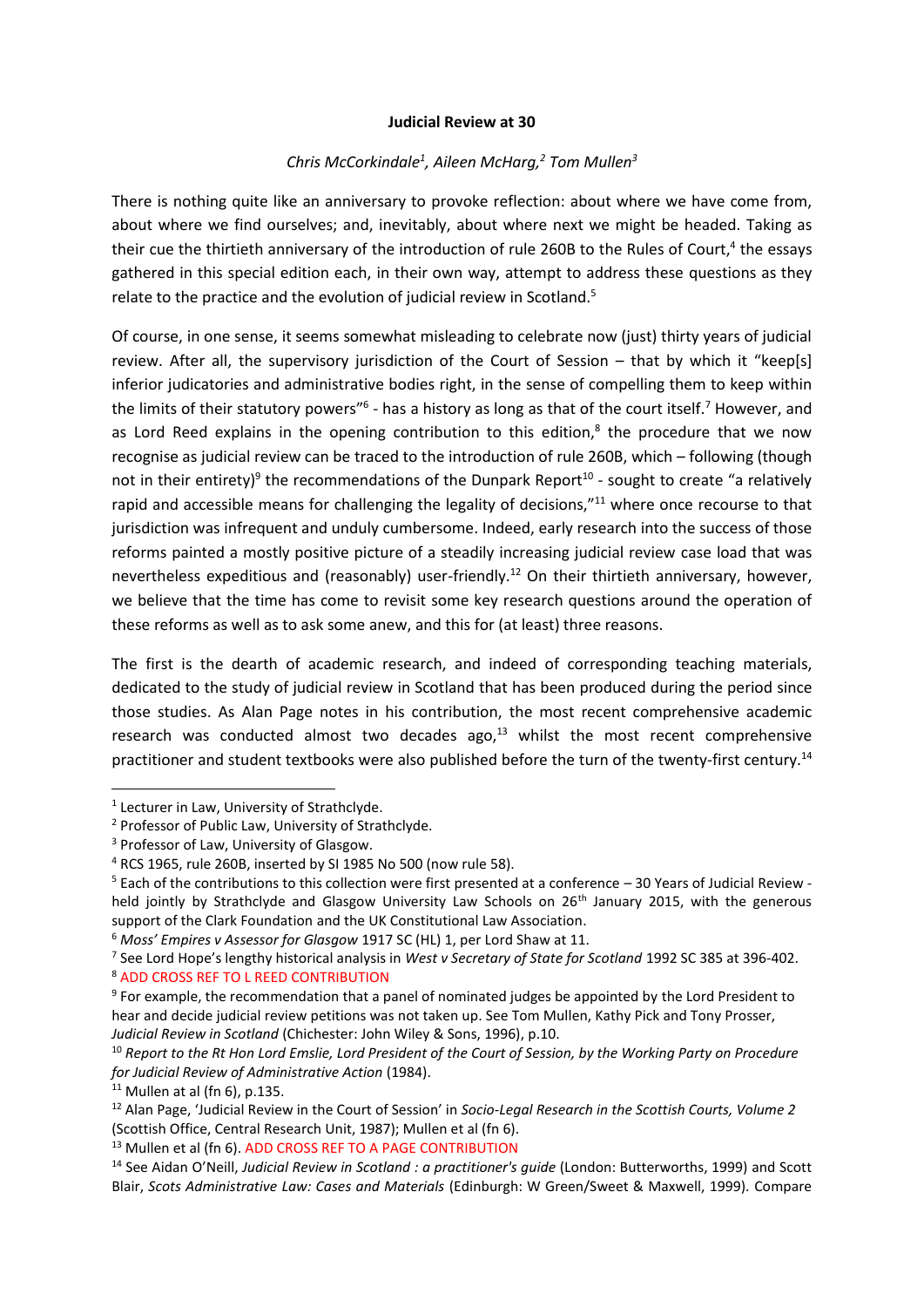# Judicial Review at 30

*Chris McCorkindale[1], Aileen McHarg,[2] Tom Mullen[3]*

There is nothing quite like an anniversary to provoke reflection: about where we have come from, about where we find ourselves; and, inevitably, about where next we might be headed. Taking as their cue the thirtieth anniversary of the introduction of rule 260B to the Rules of Court,[4] the essays gathered in this special edition each, in their own way, attempt to address these questions as they relate to the practice and the evolution of judicial review in Scotland.[5]

Of course, in one sense, it seems somewhat misleading to celebrate now (just) thirty years of judicial review. After all, the supervisory jurisdiction of the Court of Session – that by which it "keep[s] inferior judicatories and administrative bodies right, in the sense of compelling them to keep within the limits of their statutory powers"[6] - has a history as long as that of the court itself.[7] However, and as Lord Reed explains in the opening contribution to this edition,[8] the procedure that we now recognise as judicial review can be traced to the introduction of rule 260B, which – following (though not in their entirety)[9] the recommendations of the Dunpark Report[10] - sought to create "a relatively rapid and accessible means for challenging the legality of decisions,"[11] where once recourse to that jurisdiction was infrequent and unduly cumbersome. Indeed, early research into the success of those reforms painted a mostly positive picture of a steadily increasing judicial review case load that was nevertheless expeditious and (reasonably) user-friendly.[12] On their thirtieth anniversary, however, we believe that the time has come to revisit some key research questions around the operation of these reforms as well as to ask some anew, and this for (at least) three reasons.

The first is the dearth of academic research, and indeed of corresponding teaching materials, dedicated to the study of judicial review in Scotland that has been produced during the period since those studies. As Alan Page notes in his contribution, the most recent comprehensive academic research was conducted almost two decades ago,[13] whilst the most recent comprehensive practitioner and student textbooks were also published before the turn of the twenty-first century.[14]

---

[1] Lecturer in Law, University of Strathclyde.

[2] Professor of Public Law, University of Strathclyde.

[3] Professor of Law, University of Glasgow.

[4] RCS 1965, rule 260B, inserted by SI 1985 No 500 (now rule 58).

[5] Each of the contributions to this collection were first presented at a conference – 30 Years of Judicial Review - held jointly by Strathclyde and Glasgow University Law Schools on 26th January 2015, with the generous support of the Clark Foundation and the UK Constitutional Law Association.

[6] *Moss' Empires v Assessor for Glasgow* 1917 SC (HL) 1, per Lord Shaw at 11.

[7] See Lord Hope's lengthy historical analysis in *West v Secretary of State for Scotland* 1992 SC 385 at 396-402.

[8] ADD CROSS REF TO L REED CONTRIBUTION

[9] For example, the recommendation that a panel of nominated judges be appointed by the Lord President to hear and decide judicial review petitions was not taken up. See Tom Mullen, Kathy Pick and Tony Prosser, *Judicial Review in Scotland* (Chichester: John Wiley & Sons, 1996), p.10.

[10] *Report to the Rt Hon Lord Emslie, Lord President of the Court of Session, by the Working Party on Procedure for Judicial Review of Administrative Action* (1984).

[11] Mullen at al (fn 6), p.135.

[12] Alan Page, 'Judicial Review in the Court of Session' in *Socio-Legal Research in the Scottish Courts, Volume 2* (Scottish Office, Central Research Unit, 1987); Mullen et al (fn 6).

[13] Mullen et al (fn 6). ADD CROSS REF TO A PAGE CONTRIBUTION

[14] See Aidan O'Neill, *Judicial Review in Scotland : a practitioner's guide* (London: Butterworths, 1999) and Scott Blair, *Scots Administrative Law: Cases and Materials* (Edinburgh: W Green/Sweet & Maxwell, 1999). Compare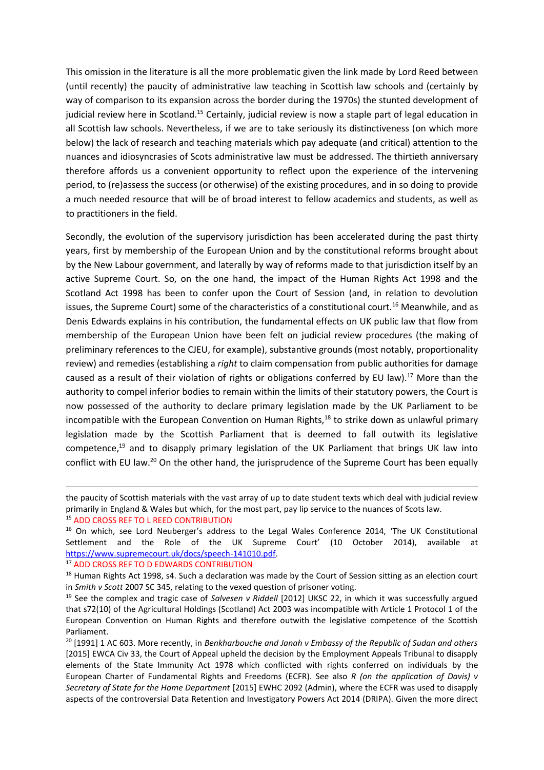This omission in the literature is all the more problematic given the link made by Lord Reed between (until recently) the paucity of administrative law teaching in Scottish law schools and (certainly by way of comparison to its expansion across the border during the 1970s) the stunted development of judicial review here in Scotland.[15] Certainly, judicial review is now a staple part of legal education in all Scottish law schools. Nevertheless, if we are to take seriously its distinctiveness (on which more below) the lack of research and teaching materials which pay adequate (and critical) attention to the nuances and idiosyncrasies of Scots administrative law must be addressed. The thirtieth anniversary therefore affords us a convenient opportunity to reflect upon the experience of the intervening period, to (re)assess the success (or otherwise) of the existing procedures, and in so doing to provide a much needed resource that will be of broad interest to fellow academics and students, as well as to practitioners in the field.

Secondly, the evolution of the supervisory jurisdiction has been accelerated during the past thirty years, first by membership of the European Union and by the constitutional reforms brought about by the New Labour government, and laterally by way of reforms made to that jurisdiction itself by an active Supreme Court. So, on the one hand, the impact of the Human Rights Act 1998 and the Scotland Act 1998 has been to confer upon the Court of Session (and, in relation to devolution issues, the Supreme Court) some of the characteristics of a constitutional court.[16] Meanwhile, and as Denis Edwards explains in his contribution, the fundamental effects on UK public law that flow from membership of the European Union have been felt on judicial review procedures (the making of preliminary references to the CJEU, for example), substantive grounds (most notably, proportionality review) and remedies (establishing a *right* to claim compensation from public authorities for damage caused as a result of their violation of rights or obligations conferred by EU law).[17] More than the authority to compel inferior bodies to remain within the limits of their statutory powers, the Court is now possessed of the authority to declare primary legislation made by the UK Parliament to be incompatible with the European Convention on Human Rights,[18] to strike down as unlawful primary legislation made by the Scottish Parliament that is deemed to fall outwith its legislative competence,[19] and to disapply primary legislation of the UK Parliament that brings UK law into conflict with EU law.[20] On the other hand, the jurisprudence of the Supreme Court has been equally

---

the paucity of Scottish materials with the vast array of up to date student texts which deal with judicial review primarily in England & Wales but which, for the most part, pay lip service to the nuances of Scots law.

[15] ADD CROSS REF TO L REED CONTRIBUTION

[16] On which, see Lord Neuberger's address to the Legal Wales Conference 2014, 'The UK Constitutional Settlement and the Role of the UK Supreme Court' (10 October 2014), available at https://www.supremecourt.uk/docs/speech-141010.pdf.

[17] ADD CROSS REF TO D EDWARDS CONTRIBUTION

[18] Human Rights Act 1998, s4. Such a declaration was made by the Court of Session sitting as an election court in *Smith v Scott* 2007 SC 345, relating to the vexed question of prisoner voting.

[19] See the complex and tragic case of *Salvesen v Riddell* [2012] UKSC 22, in which it was successfully argued that s72(10) of the Agricultural Holdings (Scotland) Act 2003 was incompatible with Article 1 Protocol 1 of the European Convention on Human Rights and therefore outwith the legislative competence of the Scottish Parliament.

[20] [1991] 1 AC 603. More recently, in *Benkharbouche and Janah v Embassy of the Republic of Sudan and others* [2015] EWCA Civ 33, the Court of Appeal upheld the decision by the Employment Appeals Tribunal to disapply elements of the State Immunity Act 1978 which conflicted with rights conferred on individuals by the European Charter of Fundamental Rights and Freedoms (ECFR). See also *R (on the application of Davis) v Secretary of State for the Home Department* [2015] EWHC 2092 (Admin), where the ECFR was used to disapply aspects of the controversial Data Retention and Investigatory Powers Act 2014 (DRIPA). Given the more direct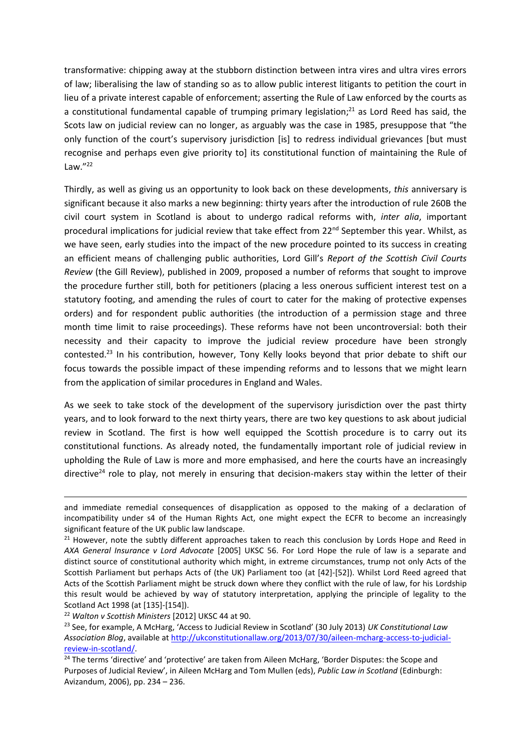transformative: chipping away at the stubborn distinction between intra vires and ultra vires errors of law; liberalising the law of standing so as to allow public interest litigants to petition the court in lieu of a private interest capable of enforcement; asserting the Rule of Law enforced by the courts as a constitutional fundamental capable of trumping primary legislation;[21] as Lord Reed has said, the Scots law on judicial review can no longer, as arguably was the case in 1985, presuppose that "the only function of the court's supervisory jurisdiction [is] to redress individual grievances [but must recognise and perhaps even give priority to] its constitutional function of maintaining the Rule of Law."[22]

Thirdly, as well as giving us an opportunity to look back on these developments, *this* anniversary is significant because it also marks a new beginning: thirty years after the introduction of rule 260B the civil court system in Scotland is about to undergo radical reforms with, *inter alia*, important procedural implications for judicial review that take effect from 22nd September this year. Whilst, as we have seen, early studies into the impact of the new procedure pointed to its success in creating an efficient means of challenging public authorities, Lord Gill's *Report of the Scottish Civil Courts Review* (the Gill Review), published in 2009, proposed a number of reforms that sought to improve the procedure further still, both for petitioners (placing a less onerous sufficient interest test on a statutory footing, and amending the rules of court to cater for the making of protective expenses orders) and for respondent public authorities (the introduction of a permission stage and three month time limit to raise proceedings). These reforms have not been uncontroversial: both their necessity and their capacity to improve the judicial review procedure have been strongly contested.[23] In his contribution, however, Tony Kelly looks beyond that prior debate to shift our focus towards the possible impact of these impending reforms and to lessons that we might learn from the application of similar procedures in England and Wales.

As we seek to take stock of the development of the supervisory jurisdiction over the past thirty years, and to look forward to the next thirty years, there are two key questions to ask about judicial review in Scotland. The first is how well equipped the Scottish procedure is to carry out its constitutional functions. As already noted, the fundamentally important role of judicial review in upholding the Rule of Law is more and more emphasised, and here the courts have an increasingly directive[24] role to play, not merely in ensuring that decision-makers stay within the letter of their

---

and immediate remedial consequences of disapplication as opposed to the making of a declaration of incompatibility under s4 of the Human Rights Act, one might expect the ECFR to become an increasingly significant feature of the UK public law landscape.

[21] However, note the subtly different approaches taken to reach this conclusion by Lords Hope and Reed in *AXA General Insurance v Lord Advocate* [2005] UKSC 56. For Lord Hope the rule of law is a separate and distinct source of constitutional authority which might, in extreme circumstances, trump not only Acts of the Scottish Parliament but perhaps Acts of (the UK) Parliament too (at [42]-[52]). Whilst Lord Reed agreed that Acts of the Scottish Parliament might be struck down where they conflict with the rule of law, for his Lordship this result would be achieved by way of statutory interpretation, applying the principle of legality to the Scotland Act 1998 (at [135]-[154]).

[22] *Walton v Scottish Ministers* [2012] UKSC 44 at 90.

[23] See, for example, A McHarg, 'Access to Judicial Review in Scotland' (30 July 2013) *UK Constitutional Law Association Blog*, available at http://ukconstitutionallaw.org/2013/07/30/aileen-mcharg-access-to-judicial-review-in-scotland/.

[24] The terms 'directive' and 'protective' are taken from Aileen McHarg, 'Border Disputes: the Scope and Purposes of Judicial Review', in Aileen McHarg and Tom Mullen (eds), *Public Law in Scotland* (Edinburgh: Avizandum, 2006), pp. 234 – 236.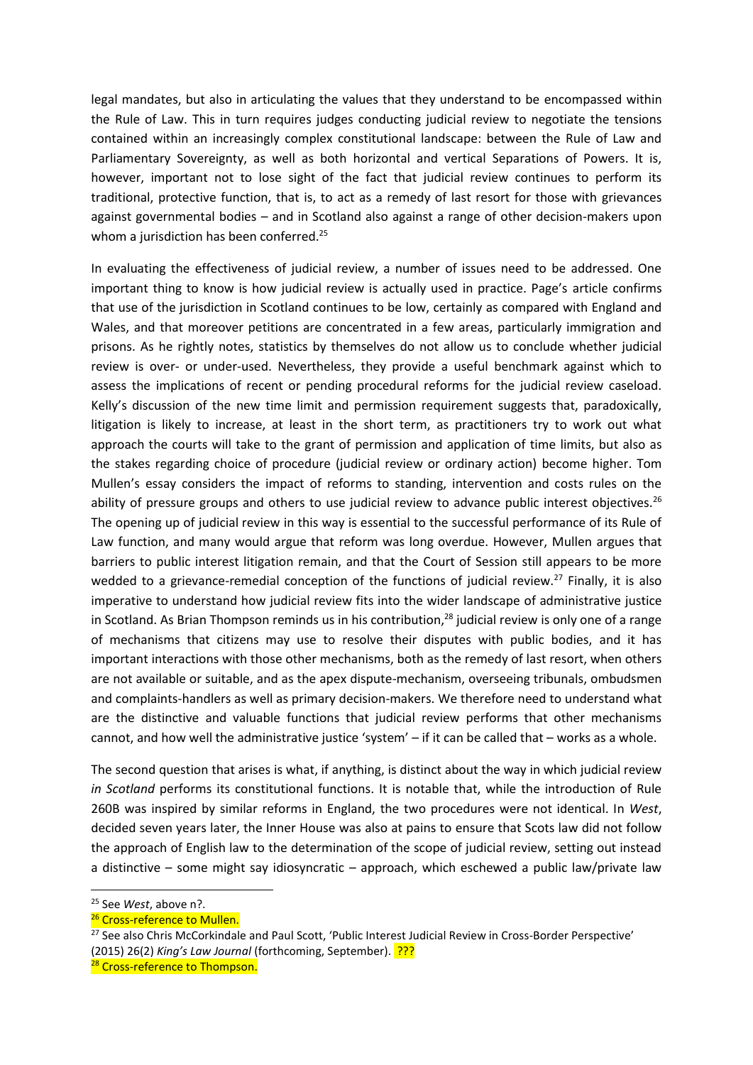legal mandates, but also in articulating the values that they understand to be encompassed within the Rule of Law. This in turn requires judges conducting judicial review to negotiate the tensions contained within an increasingly complex constitutional landscape: between the Rule of Law and Parliamentary Sovereignty, as well as both horizontal and vertical Separations of Powers. It is, however, important not to lose sight of the fact that judicial review continues to perform its traditional, protective function, that is, to act as a remedy of last resort for those with grievances against governmental bodies – and in Scotland also against a range of other decision-makers upon whom a jurisdiction has been conferred.[25]

In evaluating the effectiveness of judicial review, a number of issues need to be addressed. One important thing to know is how judicial review is actually used in practice. Page's article confirms that use of the jurisdiction in Scotland continues to be low, certainly as compared with England and Wales, and that moreover petitions are concentrated in a few areas, particularly immigration and prisons. As he rightly notes, statistics by themselves do not allow us to conclude whether judicial review is over- or under-used. Nevertheless, they provide a useful benchmark against which to assess the implications of recent or pending procedural reforms for the judicial review caseload. Kelly's discussion of the new time limit and permission requirement suggests that, paradoxically, litigation is likely to increase, at least in the short term, as practitioners try to work out what approach the courts will take to the grant of permission and application of time limits, but also as the stakes regarding choice of procedure (judicial review or ordinary action) become higher. Tom Mullen's essay considers the impact of reforms to standing, intervention and costs rules on the ability of pressure groups and others to use judicial review to advance public interest objectives.[26] The opening up of judicial review in this way is essential to the successful performance of its Rule of Law function, and many would argue that reform was long overdue. However, Mullen argues that barriers to public interest litigation remain, and that the Court of Session still appears to be more wedded to a grievance-remedial conception of the functions of judicial review.[27] Finally, it is also imperative to understand how judicial review fits into the wider landscape of administrative justice in Scotland. As Brian Thompson reminds us in his contribution,[28] judicial review is only one of a range of mechanisms that citizens may use to resolve their disputes with public bodies, and it has important interactions with those other mechanisms, both as the remedy of last resort, when others are not available or suitable, and as the apex dispute-mechanism, overseeing tribunals, ombudsmen and complaints-handlers as well as primary decision-makers. We therefore need to understand what are the distinctive and valuable functions that judicial review performs that other mechanisms cannot, and how well the administrative justice 'system' – if it can be called that – works as a whole.

The second question that arises is what, if anything, is distinct about the way in which judicial review *in Scotland* performs its constitutional functions. It is notable that, while the introduction of Rule 260B was inspired by similar reforms in England, the two procedures were not identical. In *West*, decided seven years later, the Inner House was also at pains to ensure that Scots law did not follow the approach of English law to the determination of the scope of judicial review, setting out instead a distinctive – some might say idiosyncratic – approach, which eschewed a public law/private law

---

[25] See *West*, above n?.

[26] Cross-reference to Mullen.

[27] See also Chris McCorkindale and Paul Scott, 'Public Interest Judicial Review in Cross-Border Perspective' (2015) 26(2) *King's Law Journal* (forthcoming, September). ???

[28] Cross-reference to Thompson.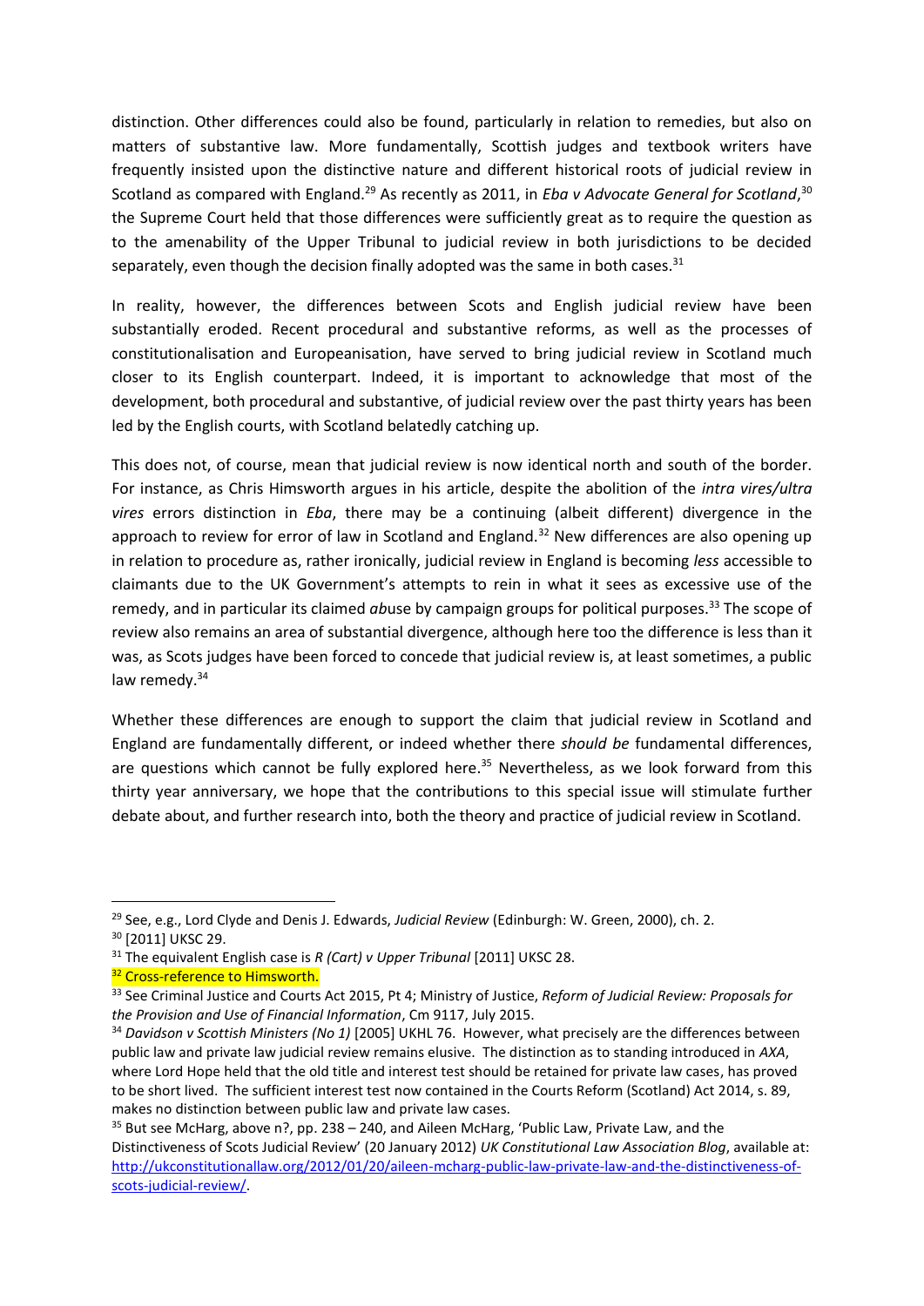distinction. Other differences could also be found, particularly in relation to remedies, but also on matters of substantive law. More fundamentally, Scottish judges and textbook writers have frequently insisted upon the distinctive nature and different historical roots of judicial review in Scotland as compared with England.[29] As recently as 2011, in *Eba v Advocate General for Scotland*,[30] the Supreme Court held that those differences were sufficiently great as to require the question as to the amenability of the Upper Tribunal to judicial review in both jurisdictions to be decided separately, even though the decision finally adopted was the same in both cases.[31]

In reality, however, the differences between Scots and English judicial review have been substantially eroded. Recent procedural and substantive reforms, as well as the processes of constitutionalisation and Europeanisation, have served to bring judicial review in Scotland much closer to its English counterpart. Indeed, it is important to acknowledge that most of the development, both procedural and substantive, of judicial review over the past thirty years has been led by the English courts, with Scotland belatedly catching up.

This does not, of course, mean that judicial review is now identical north and south of the border. For instance, as Chris Himsworth argues in his article, despite the abolition of the *intra vires/ultra vires* errors distinction in *Eba*, there may be a continuing (albeit different) divergence in the approach to review for error of law in Scotland and England.[32] New differences are also opening up in relation to procedure as, rather ironically, judicial review in England is becoming *less* accessible to claimants due to the UK Government's attempts to rein in what it sees as excessive use of the remedy, and in particular its claimed *ab*use by campaign groups for political purposes.[33] The scope of review also remains an area of substantial divergence, although here too the difference is less than it was, as Scots judges have been forced to concede that judicial review is, at least sometimes, a public law remedy.[34]

Whether these differences are enough to support the claim that judicial review in Scotland and England are fundamentally different, or indeed whether there *should be* fundamental differences, are questions which cannot be fully explored here.[35] Nevertheless, as we look forward from this thirty year anniversary, we hope that the contributions to this special issue will stimulate further debate about, and further research into, both the theory and practice of judicial review in Scotland.

---

[29] See, e.g., Lord Clyde and Denis J. Edwards, *Judicial Review* (Edinburgh: W. Green, 2000), ch. 2.

[30] [2011] UKSC 29.

[31] The equivalent English case is *R (Cart) v Upper Tribunal* [2011] UKSC 28.

[32] Cross-reference to Himsworth.

[33] See Criminal Justice and Courts Act 2015, Pt 4; Ministry of Justice, *Reform of Judicial Review: Proposals for the Provision and Use of Financial Information*, Cm 9117, July 2015.

[34] *Davidson v Scottish Ministers (No 1)* [2005] UKHL 76. However, what precisely are the differences between public law and private law judicial review remains elusive. The distinction as to standing introduced in *AXA*, where Lord Hope held that the old title and interest test should be retained for private law cases, has proved to be short lived. The sufficient interest test now contained in the Courts Reform (Scotland) Act 2014, s. 89, makes no distinction between public law and private law cases.

[35] But see McHarg, above n?, pp. 238 – 240, and Aileen McHarg, 'Public Law, Private Law, and the Distinctiveness of Scots Judicial Review' (20 January 2012) *UK Constitutional Law Association Blog*, available at: http://ukconstitutionallaw.org/2012/01/20/aileen-mcharg-public-law-private-law-and-the-distinctiveness-of-scots-judicial-review/.